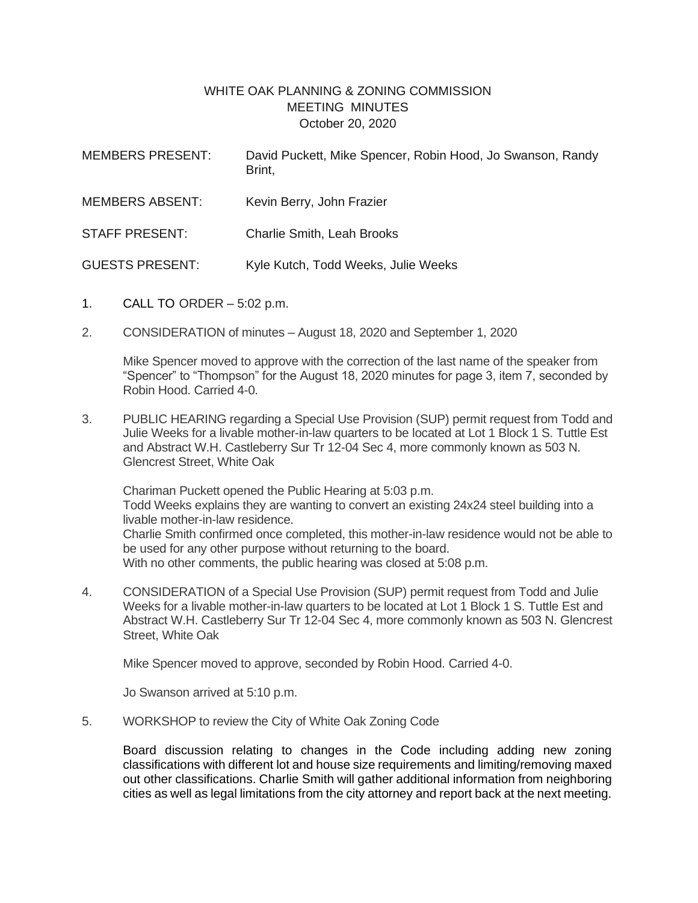# WHITE OAK PLANNING & ZONING COMMISSION
## MEETING MINUTES
### October 20, 2020

| | |
|---|---|
| MEMBERS PRESENT: | David Puckett, Mike Spencer, Robin Hood, Jo Swanson, Randy Brint, |
| MEMBERS ABSENT: | Kevin Berry, John Frazier |
| STAFF PRESENT: | Charlie Smith, Leah Brooks |
| GUESTS PRESENT: | Kyle Kutch, Todd Weeks, Julie Weeks |

1. CALL TO ORDER – 5:02 p.m.

2. CONSIDERATION of minutes – August 18, 2020 and September 1, 2020

   Mike Spencer moved to approve with the correction of the last name of the speaker from "Spencer" to "Thompson" for the August 18, 2020 minutes for page 3, item 7, seconded by Robin Hood. Carried 4-0.

3. PUBLIC HEARING regarding a Special Use Provision (SUP) permit request from Todd and Julie Weeks for a livable mother-in-law quarters to be located at Lot 1 Block 1 S. Tuttle Est and Abstract W.H. Castleberry Sur Tr 12-04 Sec 4, more commonly known as 503 N. Glencrest Street, White Oak

   Chariman Puckett opened the Public Hearing at 5:03 p.m.
   Todd Weeks explains they are wanting to convert an existing 24x24 steel building into a livable mother-in-law residence.
   Charlie Smith confirmed once completed, this mother-in-law residence would not be able to be used for any other purpose without returning to the board.
   With no other comments, the public hearing was closed at 5:08 p.m.

4. CONSIDERATION of a Special Use Provision (SUP) permit request from Todd and Julie Weeks for a livable mother-in-law quarters to be located at Lot 1 Block 1 S. Tuttle Est and Abstract W.H. Castleberry Sur Tr 12-04 Sec 4, more commonly known as 503 N. Glencrest Street, White Oak

   Mike Spencer moved to approve, seconded by Robin Hood. Carried 4-0.

   Jo Swanson arrived at 5:10 p.m.

5. WORKSHOP to review the City of White Oak Zoning Code

   Board discussion relating to changes in the Code including adding new zoning classifications with different lot and house size requirements and limiting/removing maxed out other classifications. Charlie Smith will gather additional information from neighboring cities as well as legal limitations from the city attorney and report back at the next meeting.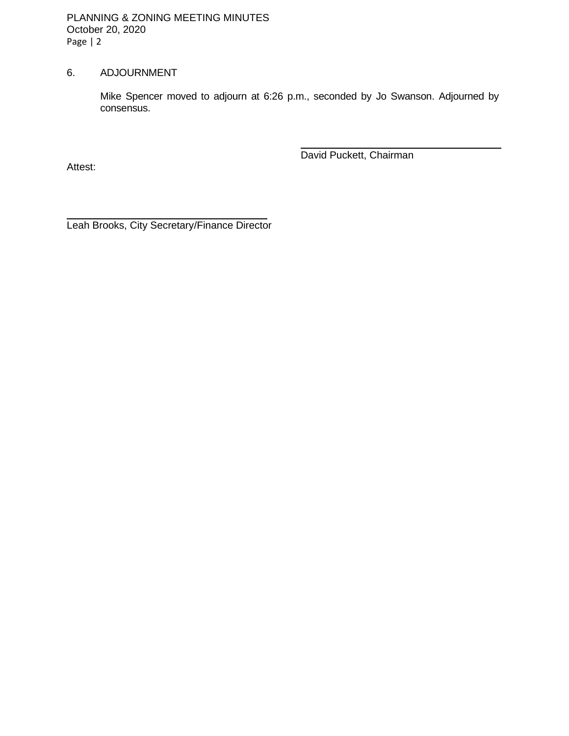## 6. ADJOURNMENT

Mike Spencer moved to adjourn at 6:26 p.m., seconded by Jo Swanson. Adjourned by consensus.

\_\_\_\_\_\_\_\_\_\_\_\_\_\_\_\_\_\_\_\_\_\_\_\_\_\_\_\_\_\_\_\_\_\_\_\_\_\_

David Puckett, Chairman

Attest:

\_\_\_\_\_\_\_\_\_\_\_\_\_\_\_\_\_\_\_\_\_\_\_\_\_\_\_\_\_\_\_\_\_\_\_\_\_\_

Leah Brooks, City Secretary/Finance Director